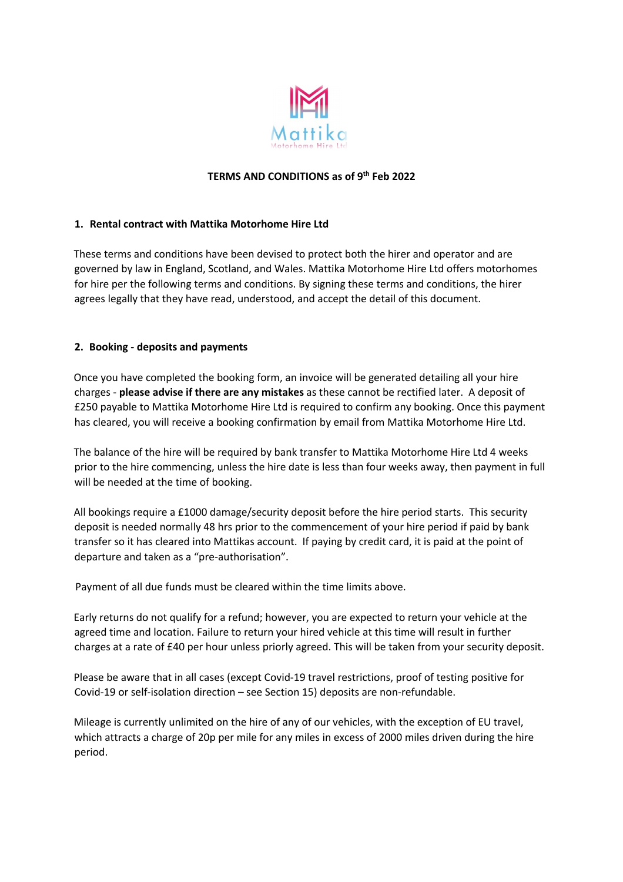# TERMS AND CONDITIONS as of 9th Feb 2022

## 1. Rental contract with Mattika Motorhome Hire Ltd

These terms and conditions have been devised to protect both the hirer and operator and are governed by law in England, Scotland, and Wales. Mattika Motorhome Hire Ltd offers motorhomes for hire per the following terms and conditions. By signing these terms and conditions, the hirer agrees legally that they have read, understood, and accept the detail of this document.

## 2. Booking - deposits and payments

Once you have completed the booking form, an invoice will be generated detailing all your hire charges - **please advise if there are any mistakes** as these cannot be rectified later. A deposit of £250 payable to Mattika Motorhome Hire Ltd is required to confirm any booking. Once this payment has cleared, you will receive a booking confirmation by email from Mattika Motorhome Hire Ltd.

The balance of the hire will be required by bank transfer to Mattika Motorhome Hire Ltd 4 weeks prior to the hire commencing, unless the hire date is less than four weeks away, then payment in full will be needed at the time of booking.

All bookings require a £1000 damage/security deposit before the hire period starts. This security deposit is needed normally 48 hrs prior to the commencement of your hire period if paid by bank transfer so it has cleared into Mattikas account. If paying by credit card, it is paid at the point of departure and taken as a "pre-authorisation".

Payment of all due funds must be cleared within the time limits above.

Early returns do not qualify for a refund; however, you are expected to return your vehicle at the agreed time and location. Failure to return your hired vehicle at this time will result in further charges at a rate of £40 per hour unless priorly agreed. This will be taken from your security deposit.

Please be aware that in all cases (except Covid-19 travel restrictions, proof of testing positive for Covid-19 or self-isolation direction – see Section 15) deposits are non-refundable.

Mileage is currently unlimited on the hire of any of our vehicles, with the exception of EU travel, which attracts a charge of 20p per mile for any miles in excess of 2000 miles driven during the hire period.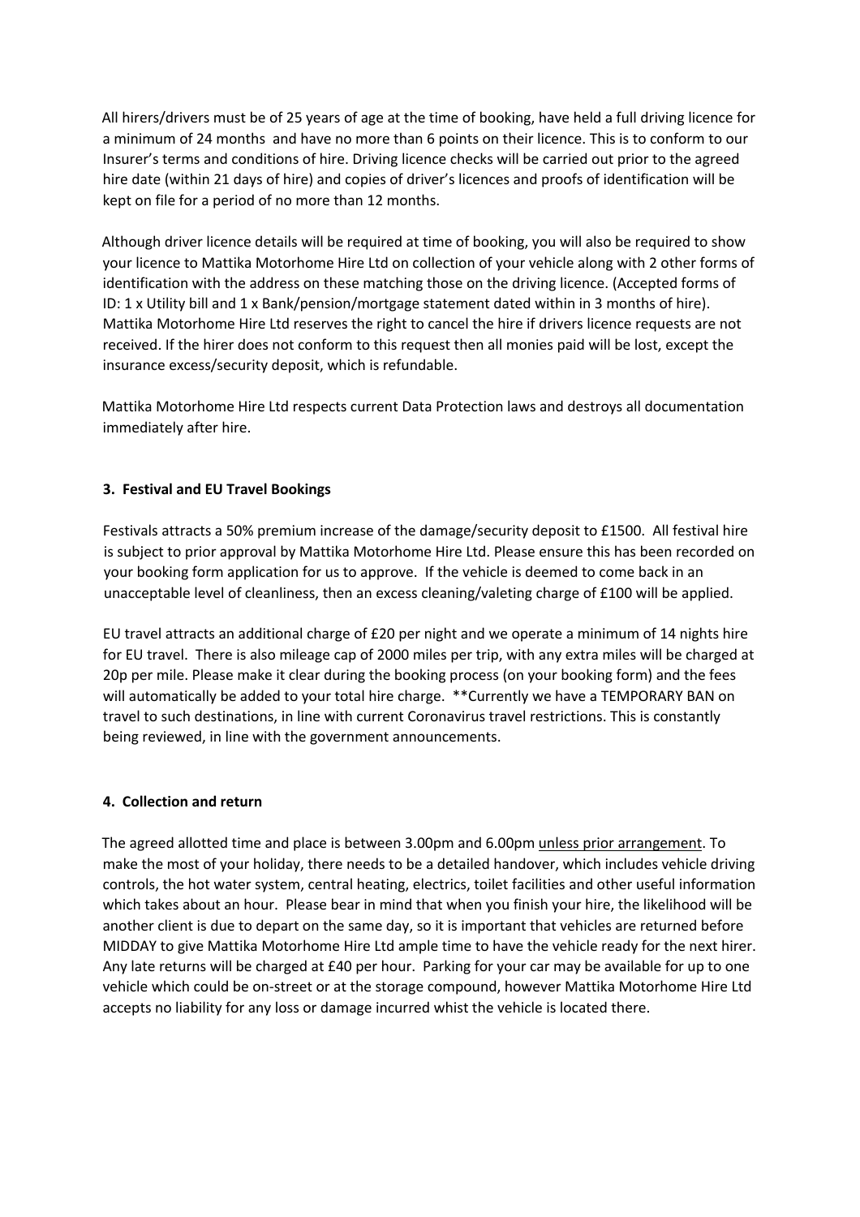All hirers/drivers must be of 25 years of age at the time of booking, have held a full driving licence for a minimum of 24 months  and have no more than 6 points on their licence. This is to conform to our Insurer's terms and conditions of hire. Driving licence checks will be carried out prior to the agreed hire date (within 21 days of hire) and copies of driver's licences and proofs of identification will be kept on file for a period of no more than 12 months.

Although driver licence details will be required at time of booking, you will also be required to show your licence to Mattika Motorhome Hire Ltd on collection of your vehicle along with 2 other forms of identification with the address on these matching those on the driving licence. (Accepted forms of ID: 1 x Utility bill and 1 x Bank/pension/mortgage statement dated within in 3 months of hire). Mattika Motorhome Hire Ltd reserves the right to cancel the hire if drivers licence requests are not received. If the hirer does not conform to this request then all monies paid will be lost, except the insurance excess/security deposit, which is refundable.

Mattika Motorhome Hire Ltd respects current Data Protection laws and destroys all documentation immediately after hire.

**3. Festival and EU Travel Bookings**

Festivals attracts a 50% premium increase of the damage/security deposit to £1500.  All festival hire is subject to prior approval by Mattika Motorhome Hire Ltd. Please ensure this has been recorded on your booking form application for us to approve.  If the vehicle is deemed to come back in an unacceptable level of cleanliness, then an excess cleaning/valeting charge of £100 will be applied.

EU travel attracts an additional charge of £20 per night and we operate a minimum of 14 nights hire for EU travel.  There is also mileage cap of 2000 miles per trip, with any extra miles will be charged at 20p per mile. Please make it clear during the booking process (on your booking form) and the fees will automatically be added to your total hire charge.  **Currently we have a TEMPORARY BAN on travel to such destinations, in line with current Coronavirus travel restrictions. This is constantly being reviewed, in line with the government announcements.

**4. Collection and return**

The agreed allotted time and place is between 3.00pm and 6.00pm unless prior arrangement. To make the most of your holiday, there needs to be a detailed handover, which includes vehicle driving controls, the hot water system, central heating, electrics, toilet facilities and other useful information which takes about an hour.  Please bear in mind that when you finish your hire, the likelihood will be another client is due to depart on the same day, so it is important that vehicles are returned before MIDDAY to give Mattika Motorhome Hire Ltd ample time to have the vehicle ready for the next hirer. Any late returns will be charged at £40 per hour.  Parking for your car may be available for up to one vehicle which could be on-street or at the storage compound, however Mattika Motorhome Hire Ltd accepts no liability for any loss or damage incurred whist the vehicle is located there.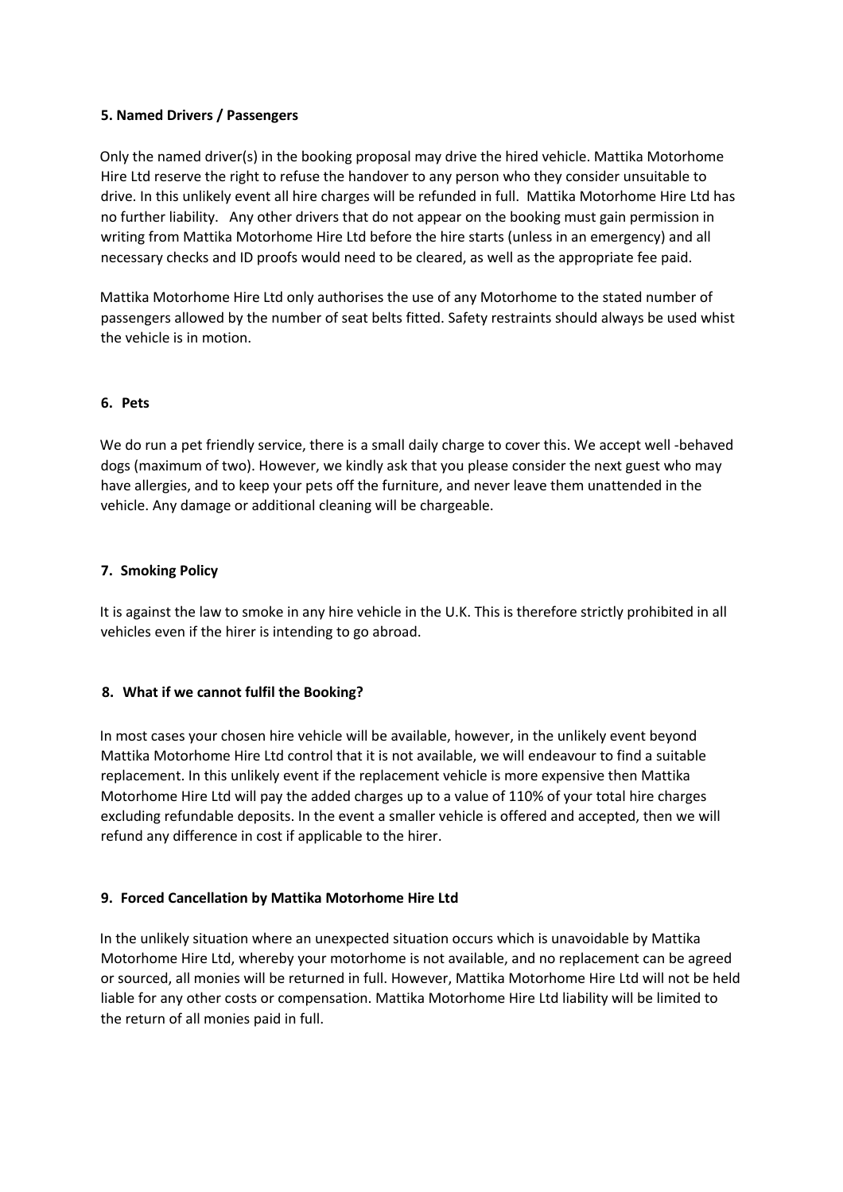**5. Named Drivers / Passengers**

Only the named driver(s) in the booking proposal may drive the hired vehicle. Mattika Motorhome Hire Ltd reserve the right to refuse the handover to any person who they consider unsuitable to drive. In this unlikely event all hire charges will be refunded in full. Mattika Motorhome Hire Ltd has no further liability. Any other drivers that do not appear on the booking must gain permission in writing from Mattika Motorhome Hire Ltd before the hire starts (unless in an emergency) and all necessary checks and ID proofs would need to be cleared, as well as the appropriate fee paid.

Mattika Motorhome Hire Ltd only authorises the use of any Motorhome to the stated number of passengers allowed by the number of seat belts fitted. Safety restraints should always be used whist the vehicle is in motion.

**6. Pets**

We do run a pet friendly service, there is a small daily charge to cover this. We accept well -behaved dogs (maximum of two). However, we kindly ask that you please consider the next guest who may have allergies, and to keep your pets off the furniture, and never leave them unattended in the vehicle. Any damage or additional cleaning will be chargeable.

**7. Smoking Policy**

It is against the law to smoke in any hire vehicle in the U.K. This is therefore strictly prohibited in all vehicles even if the hirer is intending to go abroad.

**8. What if we cannot fulfil the Booking?**

In most cases your chosen hire vehicle will be available, however, in the unlikely event beyond Mattika Motorhome Hire Ltd control that it is not available, we will endeavour to find a suitable replacement. In this unlikely event if the replacement vehicle is more expensive then Mattika Motorhome Hire Ltd will pay the added charges up to a value of 110% of your total hire charges excluding refundable deposits. In the event a smaller vehicle is offered and accepted, then we will refund any difference in cost if applicable to the hirer.

**9. Forced Cancellation by Mattika Motorhome Hire Ltd**

In the unlikely situation where an unexpected situation occurs which is unavoidable by Mattika Motorhome Hire Ltd, whereby your motorhome is not available, and no replacement can be agreed or sourced, all monies will be returned in full. However, Mattika Motorhome Hire Ltd will not be held liable for any other costs or compensation. Mattika Motorhome Hire Ltd liability will be limited to the return of all monies paid in full.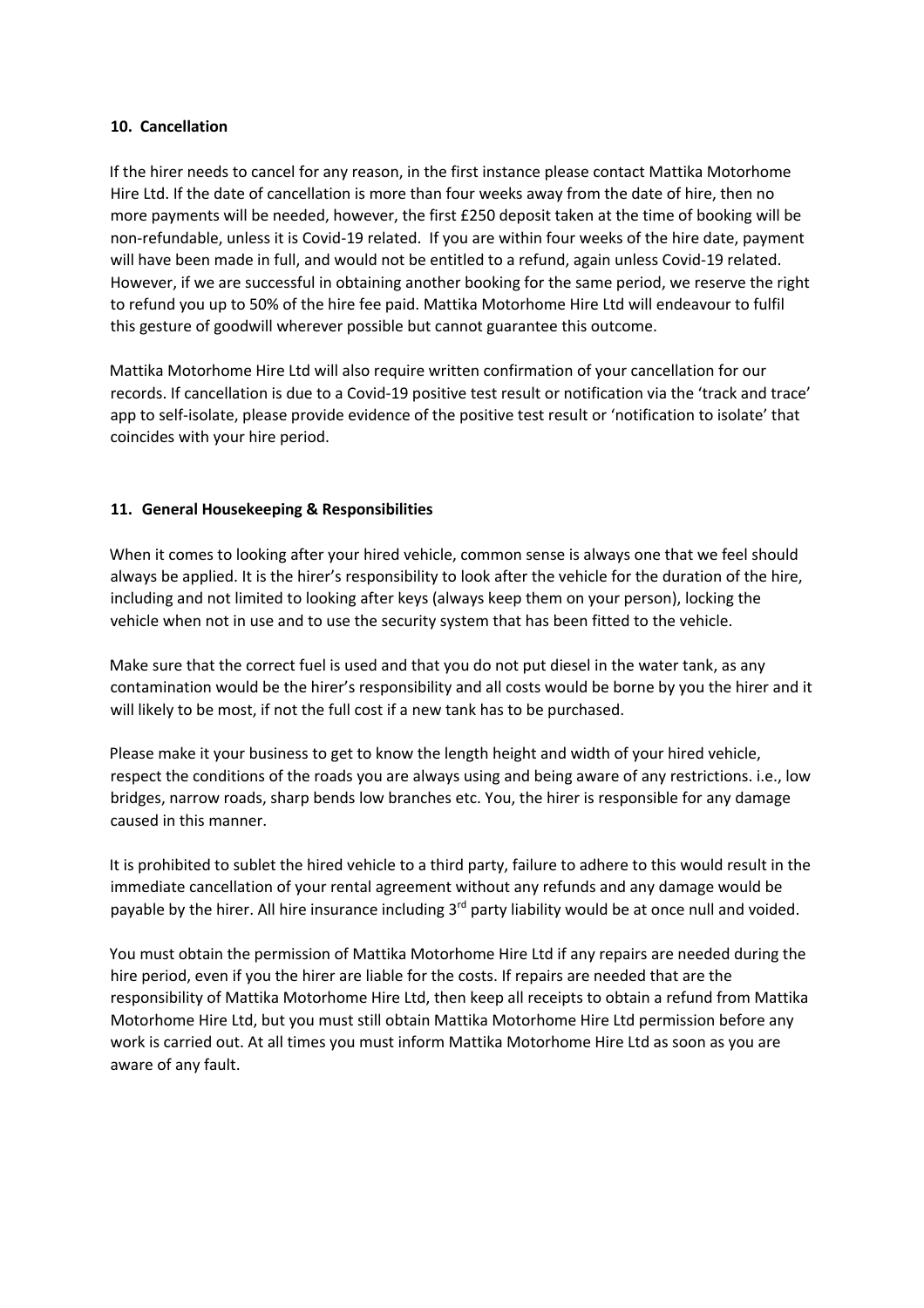## 10. Cancellation

If the hirer needs to cancel for any reason, in the first instance please contact Mattika Motorhome Hire Ltd. If the date of cancellation is more than four weeks away from the date of hire, then no more payments will be needed, however, the first £250 deposit taken at the time of booking will be non-refundable, unless it is Covid-19 related. If you are within four weeks of the hire date, payment will have been made in full, and would not be entitled to a refund, again unless Covid-19 related. However, if we are successful in obtaining another booking for the same period, we reserve the right to refund you up to 50% of the hire fee paid. Mattika Motorhome Hire Ltd will endeavour to fulfil this gesture of goodwill wherever possible but cannot guarantee this outcome.

Mattika Motorhome Hire Ltd will also require written confirmation of your cancellation for our records. If cancellation is due to a Covid-19 positive test result or notification via the 'track and trace' app to self-isolate, please provide evidence of the positive test result or 'notification to isolate' that coincides with your hire period.

## 11. General Housekeeping & Responsibilities

When it comes to looking after your hired vehicle, common sense is always one that we feel should always be applied. It is the hirer's responsibility to look after the vehicle for the duration of the hire, including and not limited to looking after keys (always keep them on your person), locking the vehicle when not in use and to use the security system that has been fitted to the vehicle.

Make sure that the correct fuel is used and that you do not put diesel in the water tank, as any contamination would be the hirer's responsibility and all costs would be borne by you the hirer and it will likely to be most, if not the full cost if a new tank has to be purchased.

Please make it your business to get to know the length height and width of your hired vehicle, respect the conditions of the roads you are always using and being aware of any restrictions. i.e., low bridges, narrow roads, sharp bends low branches etc. You, the hirer is responsible for any damage caused in this manner.

It is prohibited to sublet the hired vehicle to a third party, failure to adhere to this would result in the immediate cancellation of your rental agreement without any refunds and any damage would be payable by the hirer. All hire insurance including 3rd party liability would be at once null and voided.

You must obtain the permission of Mattika Motorhome Hire Ltd if any repairs are needed during the hire period, even if you the hirer are liable for the costs. If repairs are needed that are the responsibility of Mattika Motorhome Hire Ltd, then keep all receipts to obtain a refund from Mattika Motorhome Hire Ltd, but you must still obtain Mattika Motorhome Hire Ltd permission before any work is carried out. At all times you must inform Mattika Motorhome Hire Ltd as soon as you are aware of any fault.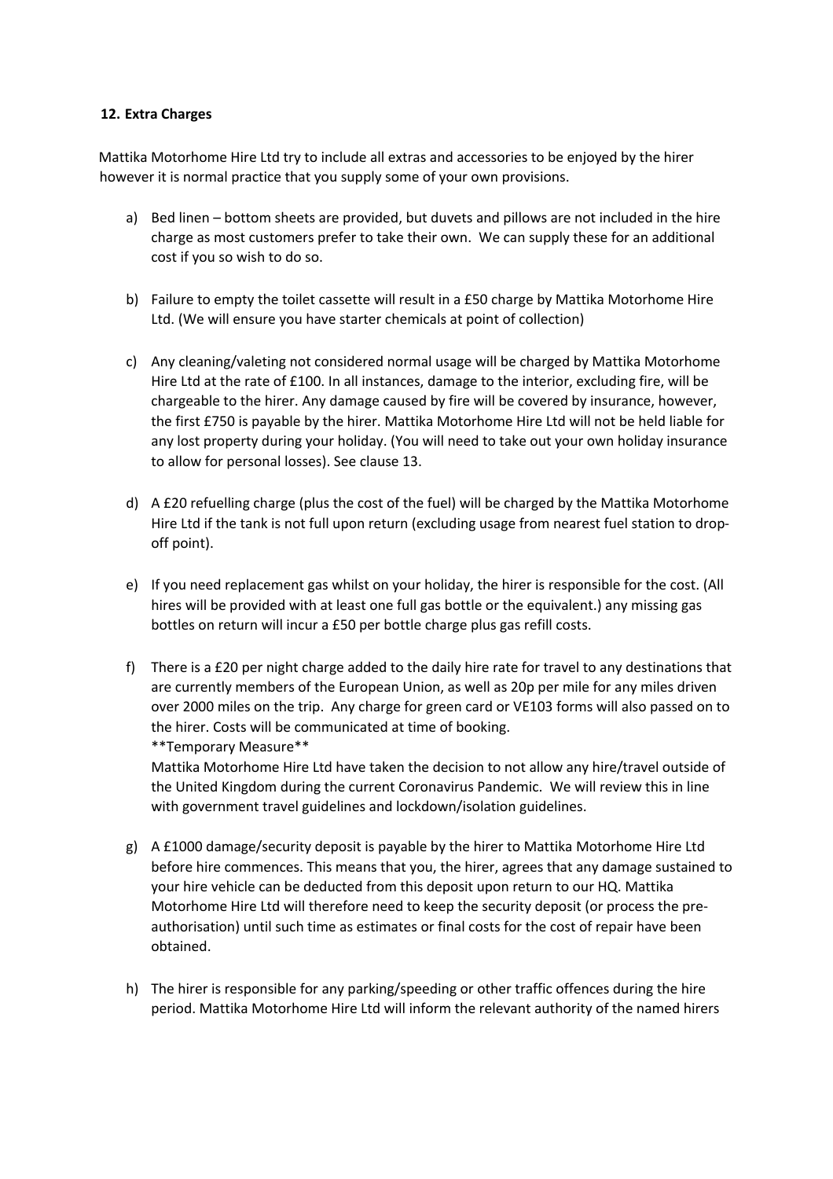**12. Extra Charges**

Mattika Motorhome Hire Ltd try to include all extras and accessories to be enjoyed by the hirer however it is normal practice that you supply some of your own provisions.

a) Bed linen – bottom sheets are provided, but duvets and pillows are not included in the hire charge as most customers prefer to take their own. We can supply these for an additional cost if you so wish to do so.

b) Failure to empty the toilet cassette will result in a £50 charge by Mattika Motorhome Hire Ltd. (We will ensure you have starter chemicals at point of collection)

c) Any cleaning/valeting not considered normal usage will be charged by Mattika Motorhome Hire Ltd at the rate of £100. In all instances, damage to the interior, excluding fire, will be chargeable to the hirer. Any damage caused by fire will be covered by insurance, however, the first £750 is payable by the hirer. Mattika Motorhome Hire Ltd will not be held liable for any lost property during your holiday. (You will need to take out your own holiday insurance to allow for personal losses). See clause 13.

d) A £20 refuelling charge (plus the cost of the fuel) will be charged by the Mattika Motorhome Hire Ltd if the tank is not full upon return (excluding usage from nearest fuel station to drop-off point).

e) If you need replacement gas whilst on your holiday, the hirer is responsible for the cost. (All hires will be provided with at least one full gas bottle or the equivalent.) any missing gas bottles on return will incur a £50 per bottle charge plus gas refill costs.

f) There is a £20 per night charge added to the daily hire rate for travel to any destinations that are currently members of the European Union, as well as 20p per mile for any miles driven over 2000 miles on the trip. Any charge for green card or VE103 forms will also passed on to the hirer. Costs will be communicated at time of booking.
**Temporary Measure**
Mattika Motorhome Hire Ltd have taken the decision to not allow any hire/travel outside of the United Kingdom during the current Coronavirus Pandemic. We will review this in line with government travel guidelines and lockdown/isolation guidelines.

g) A £1000 damage/security deposit is payable by the hirer to Mattika Motorhome Hire Ltd before hire commences. This means that you, the hirer, agrees that any damage sustained to your hire vehicle can be deducted from this deposit upon return to our HQ. Mattika Motorhome Hire Ltd will therefore need to keep the security deposit (or process the pre-authorisation) until such time as estimates or final costs for the cost of repair have been obtained.

h) The hirer is responsible for any parking/speeding or other traffic offences during the hire period. Mattika Motorhome Hire Ltd will inform the relevant authority of the named hirers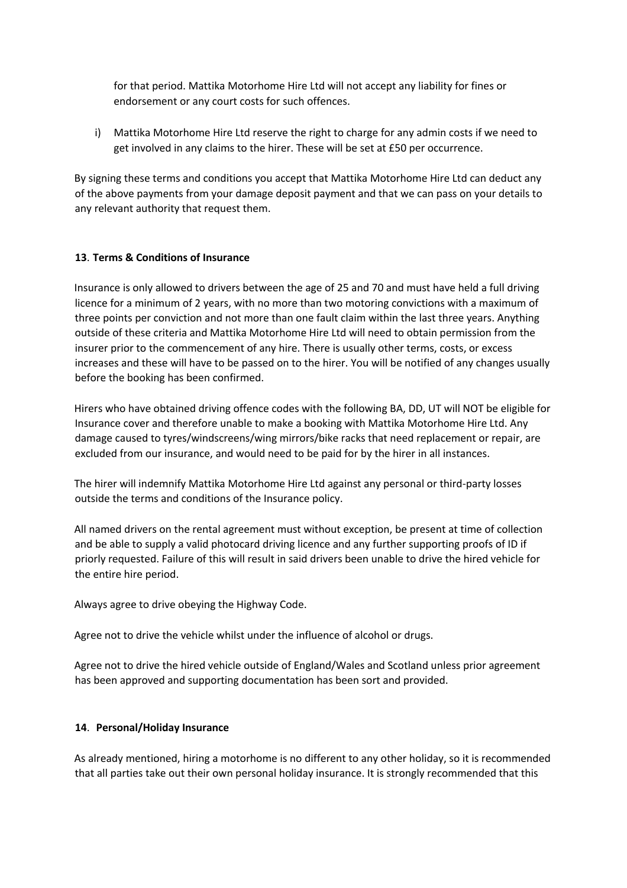for that period. Mattika Motorhome Hire Ltd will not accept any liability for fines or endorsement or any court costs for such offences.

i) Mattika Motorhome Hire Ltd reserve the right to charge for any admin costs if we need to get involved in any claims to the hirer. These will be set at £50 per occurrence.

By signing these terms and conditions you accept that Mattika Motorhome Hire Ltd can deduct any of the above payments from your damage deposit payment and that we can pass on your details to any relevant authority that request them.

**13**. **Terms & Conditions of Insurance**

Insurance is only allowed to drivers between the age of 25 and 70 and must have held a full driving licence for a minimum of 2 years, with no more than two motoring convictions with a maximum of three points per conviction and not more than one fault claim within the last three years. Anything outside of these criteria and Mattika Motorhome Hire Ltd will need to obtain permission from the insurer prior to the commencement of any hire. There is usually other terms, costs, or excess increases and these will have to be passed on to the hirer. You will be notified of any changes usually before the booking has been confirmed.

Hirers who have obtained driving offence codes with the following BA, DD, UT will NOT be eligible for Insurance cover and therefore unable to make a booking with Mattika Motorhome Hire Ltd. Any damage caused to tyres/windscreens/wing mirrors/bike racks that need replacement or repair, are excluded from our insurance, and would need to be paid for by the hirer in all instances.

The hirer will indemnify Mattika Motorhome Hire Ltd against any personal or third-party losses outside the terms and conditions of the Insurance policy.

All named drivers on the rental agreement must without exception, be present at time of collection and be able to supply a valid photocard driving licence and any further supporting proofs of ID if priorly requested. Failure of this will result in said drivers been unable to drive the hired vehicle for the entire hire period.

Always agree to drive obeying the Highway Code.

Agree not to drive the vehicle whilst under the influence of alcohol or drugs.

Agree not to drive the hired vehicle outside of England/Wales and Scotland unless prior agreement has been approved and supporting documentation has been sort and provided.

**14**. **Personal/Holiday Insurance**

As already mentioned, hiring a motorhome is no different to any other holiday, so it is recommended that all parties take out their own personal holiday insurance. It is strongly recommended that this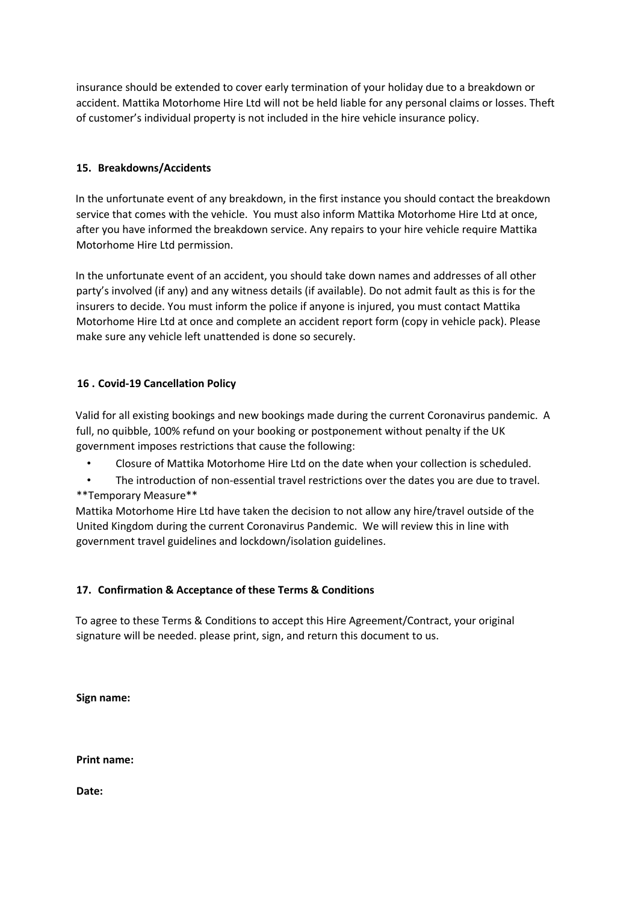insurance should be extended to cover early termination of your holiday due to a breakdown or accident. Mattika Motorhome Hire Ltd will not be held liable for any personal claims or losses. Theft of customer's individual property is not included in the hire vehicle insurance policy.

### 15. Breakdowns/Accidents

In the unfortunate event of any breakdown, in the first instance you should contact the breakdown service that comes with the vehicle. You must also inform Mattika Motorhome Hire Ltd at once, after you have informed the breakdown service. Any repairs to your hire vehicle require Mattika Motorhome Hire Ltd permission.

In the unfortunate event of an accident, you should take down names and addresses of all other party's involved (if any) and any witness details (if available). Do not admit fault as this is for the insurers to decide. You must inform the police if anyone is injured, you must contact Mattika Motorhome Hire Ltd at once and complete an accident report form (copy in vehicle pack). Please make sure any vehicle left unattended is done so securely.

### 16 . Covid-19 Cancellation Policy

Valid for all existing bookings and new bookings made during the current Coronavirus pandemic. A full, no quibble, 100% refund on your booking or postponement without penalty if the UK government imposes restrictions that cause the following:

- Closure of Mattika Motorhome Hire Ltd on the date when your collection is scheduled.
- The introduction of non-essential travel restrictions over the dates you are due to travel.

**Temporary Measure**

Mattika Motorhome Hire Ltd have taken the decision to not allow any hire/travel outside of the United Kingdom during the current Coronavirus Pandemic. We will review this in line with government travel guidelines and lockdown/isolation guidelines.

### 17. Confirmation & Acceptance of these Terms & Conditions

To agree to these Terms & Conditions to accept this Hire Agreement/Contract, your original signature will be needed. please print, sign, and return this document to us.

**Sign name:**

**Print name:**

**Date:**